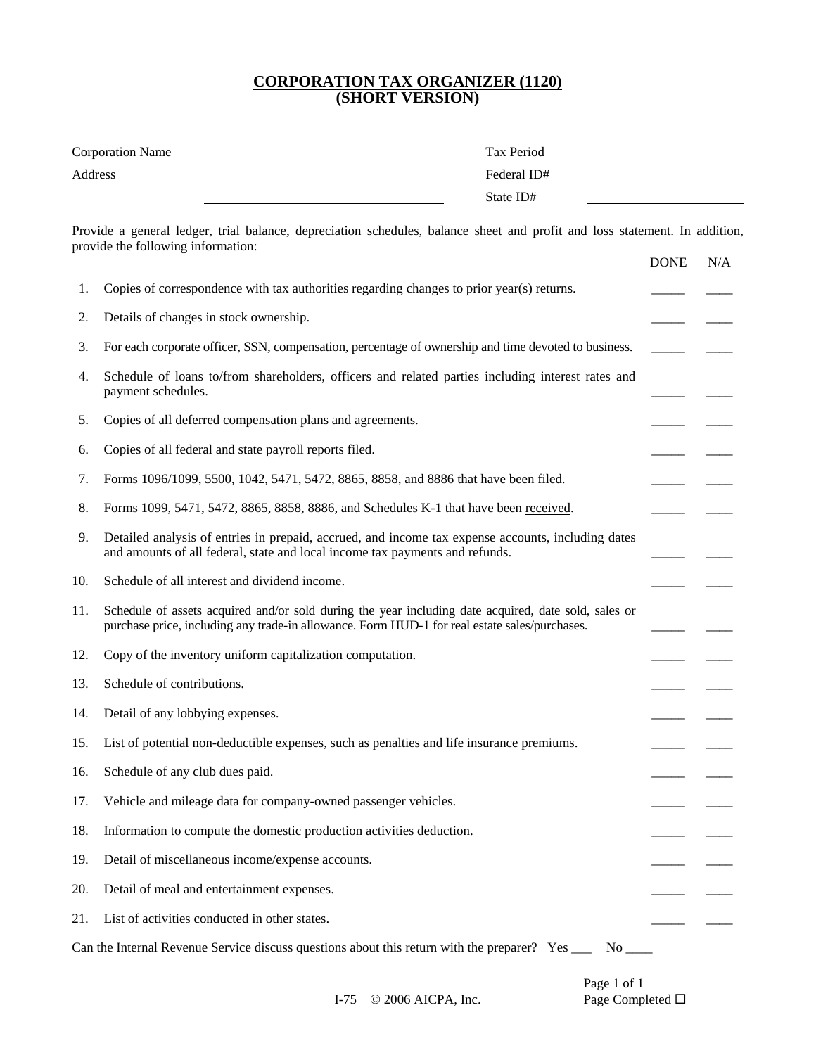# CORPORATION TAX ORGANIZER (1120)
# (SHORT VERSION)

| | | | |
|---|---|---|---|
| Corporation Name | ______________________ | Tax Period | ______________________ |
| Address | ______________________ | Federal ID# | ______________________ |
| | ______________________ | State ID# | ______________________ |

Provide a general ledger, trial balance, depreciation schedules, balance sheet and profit and loss statement. In addition, provide the following information:

| | | DONE | N/A |
|---|---|---|---|
| 1. | Copies of correspondence with tax authorities regarding changes to prior year(s) returns. | _____ | ____ |
| 2. | Details of changes in stock ownership. | _____ | ____ |
| 3. | For each corporate officer, SSN, compensation, percentage of ownership and time devoted to business. | _____ | ____ |
| 4. | Schedule of loans to/from shareholders, officers and related parties including interest rates and payment schedules. | _____ | ____ |
| 5. | Copies of all deferred compensation plans and agreements. | _____ | ____ |
| 6. | Copies of all federal and state payroll reports filed. | _____ | ____ |
| 7. | Forms 1096/1099, 5500, 1042, 5471, 5472, 8865, 8858, and 8886 that have been filed. | _____ | ____ |
| 8. | Forms 1099, 5471, 5472, 8865, 8858, 8886, and Schedules K-1 that have been received. | _____ | ____ |
| 9. | Detailed analysis of entries in prepaid, accrued, and income tax expense accounts, including dates and amounts of all federal, state and local income tax payments and refunds. | _____ | ____ |
| 10. | Schedule of all interest and dividend income. | _____ | ____ |
| 11. | Schedule of assets acquired and/or sold during the year including date acquired, date sold, sales or purchase price, including any trade-in allowance. Form HUD-1 for real estate sales/purchases. | _____ | ____ |
| 12. | Copy of the inventory uniform capitalization computation. | _____ | ____ |
| 13. | Schedule of contributions. | _____ | ____ |
| 14. | Detail of any lobbying expenses. | _____ | ____ |
| 15. | List of potential non-deductible expenses, such as penalties and life insurance premiums. | _____ | ____ |
| 16. | Schedule of any club dues paid. | _____ | ____ |
| 17. | Vehicle and mileage data for company-owned passenger vehicles. | _____ | ____ |
| 18. | Information to compute the domestic production activities deduction. | _____ | ____ |
| 19. | Detail of miscellaneous income/expense accounts. | _____ | ____ |
| 20. | Detail of meal and entertainment expenses. | _____ | ____ |
| 21. | List of activities conducted in other states. | _____ | ____ |

Can the Internal Revenue Service discuss questions about this return with the preparer? Yes ___ No ____

I-75 © 2006 AICPA, Inc.

Page Completed ☐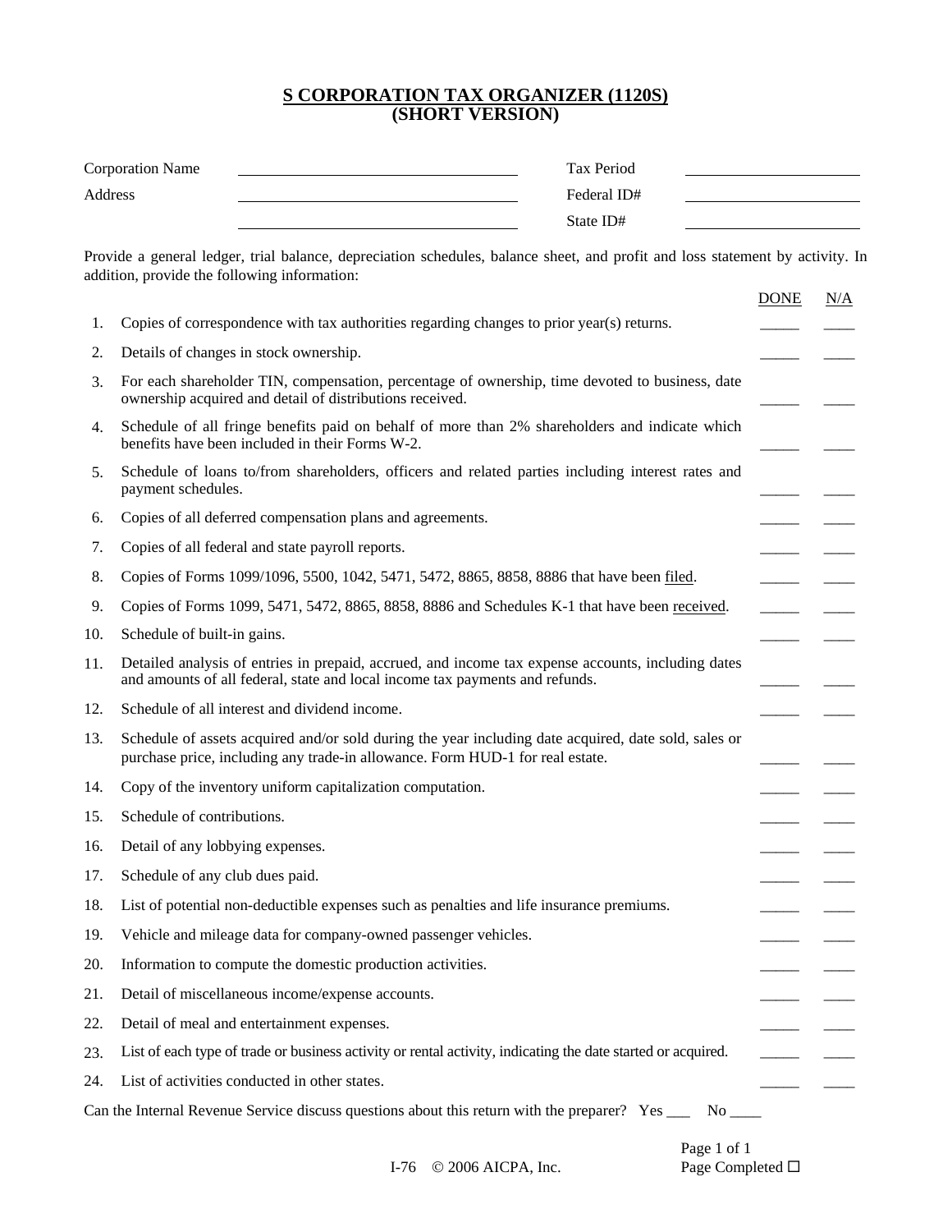# S CORPORATION TAX ORGANIZER (1120S)
## (SHORT VERSION)

| | | | |
|---|---|---|---|
| Corporation Name | ____________________ | Tax Period | ____________________ |
| Address | ____________________ | Federal ID# | ____________________ |
| | ____________________ | State ID# | ____________________ |

Provide a general ledger, trial balance, depreciation schedules, balance sheet, and profit and loss statement by activity. In addition, provide the following information:

| | | DONE | N/A |
|---|---|---|---|
| 1. | Copies of correspondence with tax authorities regarding changes to prior year(s) returns. | _____ | ____ |
| 2. | Details of changes in stock ownership. | _____ | ____ |
| 3. | For each shareholder TIN, compensation, percentage of ownership, time devoted to business, date ownership acquired and detail of distributions received. | _____ | ____ |
| 4. | Schedule of all fringe benefits paid on behalf of more than 2% shareholders and indicate which benefits have been included in their Forms W-2. | _____ | ____ |
| 5. | Schedule of loans to/from shareholders, officers and related parties including interest rates and payment schedules. | _____ | ____ |
| 6. | Copies of all deferred compensation plans and agreements. | _____ | ____ |
| 7. | Copies of all federal and state payroll reports. | _____ | ____ |
| 8. | Copies of Forms 1099/1096, 5500, 1042, 5471, 5472, 8865, 8858, 8886 that have been filed. | _____ | ____ |
| 9. | Copies of Forms 1099, 5471, 5472, 8865, 8858, 8886 and Schedules K-1 that have been received. | _____ | ____ |
| 10. | Schedule of built-in gains. | _____ | ____ |
| 11. | Detailed analysis of entries in prepaid, accrued, and income tax expense accounts, including dates and amounts of all federal, state and local income tax payments and refunds. | _____ | ____ |
| 12. | Schedule of all interest and dividend income. | _____ | ____ |
| 13. | Schedule of assets acquired and/or sold during the year including date acquired, date sold, sales or purchase price, including any trade-in allowance. Form HUD-1 for real estate. | _____ | ____ |
| 14. | Copy of the inventory uniform capitalization computation. | _____ | ____ |
| 15. | Schedule of contributions. | _____ | ____ |
| 16. | Detail of any lobbying expenses. | _____ | ____ |
| 17. | Schedule of any club dues paid. | _____ | ____ |
| 18. | List of potential non-deductible expenses such as penalties and life insurance premiums. | _____ | ____ |
| 19. | Vehicle and mileage data for company-owned passenger vehicles. | _____ | ____ |
| 20. | Information to compute the domestic production activities. | _____ | ____ |
| 21. | Detail of miscellaneous income/expense accounts. | _____ | ____ |
| 22. | Detail of meal and entertainment expenses. | _____ | ____ |
| 23. | List of each type of trade or business activity or rental activity, indicating the date started or acquired. | _____ | ____ |
| 24. | List of activities conducted in other states. | _____ | ____ |

Can the Internal Revenue Service discuss questions about this return with the preparer? Yes ___ No ____

I-76 © 2006 AICPA, Inc.

Page Completed ☐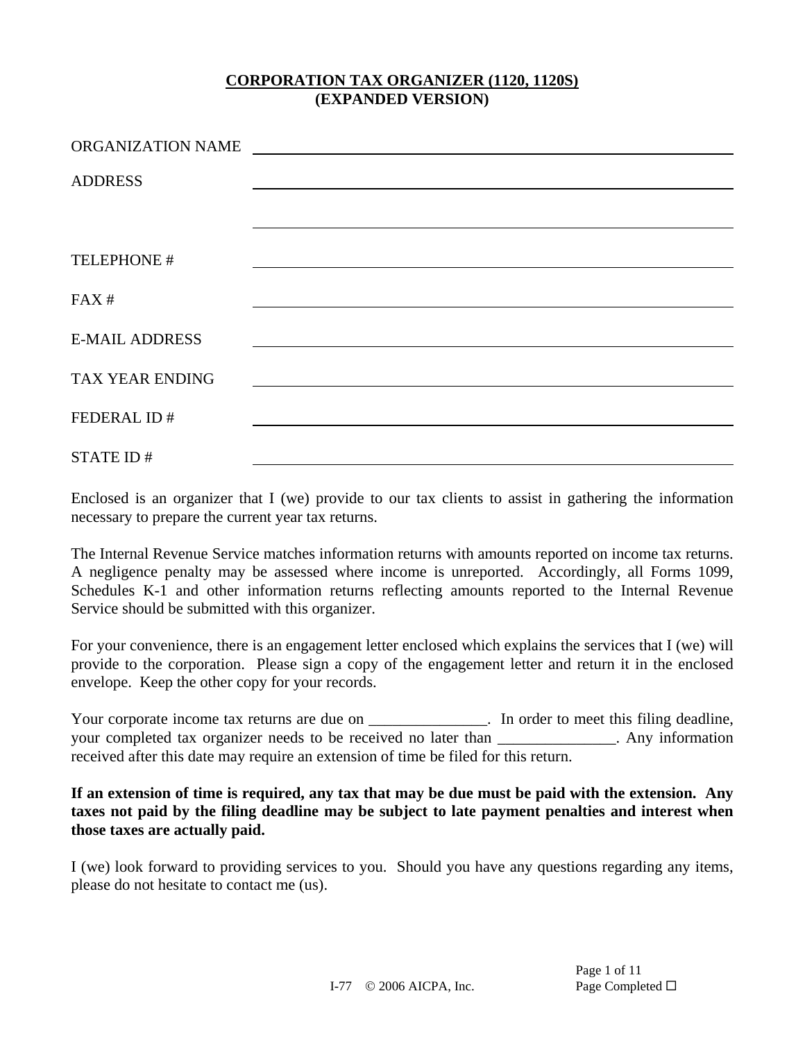# CORPORATION TAX ORGANIZER (1120, 1120S)
## (EXPANDED VERSION)

| | |
|---|---|
| ORGANIZATION NAME | |
| ADDRESS | |
| | |
| TELEPHONE # | |
| FAX # | |
| E-MAIL ADDRESS | |
| TAX YEAR ENDING | |
| FEDERAL ID # | |
| STATE ID # | |

Enclosed is an organizer that I (we) provide to our tax clients to assist in gathering the information necessary to prepare the current year tax returns.

The Internal Revenue Service matches information returns with amounts reported on income tax returns. A negligence penalty may be assessed where income is unreported. Accordingly, all Forms 1099, Schedules K-1 and other information returns reflecting amounts reported to the Internal Revenue Service should be submitted with this organizer.

For your convenience, there is an engagement letter enclosed which explains the services that I (we) will provide to the corporation. Please sign a copy of the engagement letter and return it in the enclosed envelope. Keep the other copy for your records.

Your corporate income tax returns are due on _______________. In order to meet this filing deadline, your completed tax organizer needs to be received no later than _______________. Any information received after this date may require an extension of time be filed for this return.

**If an extension of time is required, any tax that may be due must be paid with the extension. Any taxes not paid by the filing deadline may be subject to late payment penalties and interest when those taxes are actually paid.**

I (we) look forward to providing services to you. Should you have any questions regarding any items, please do not hesitate to contact me (us).

I-77 © 2006 AICPA, Inc.

Page Completed ☐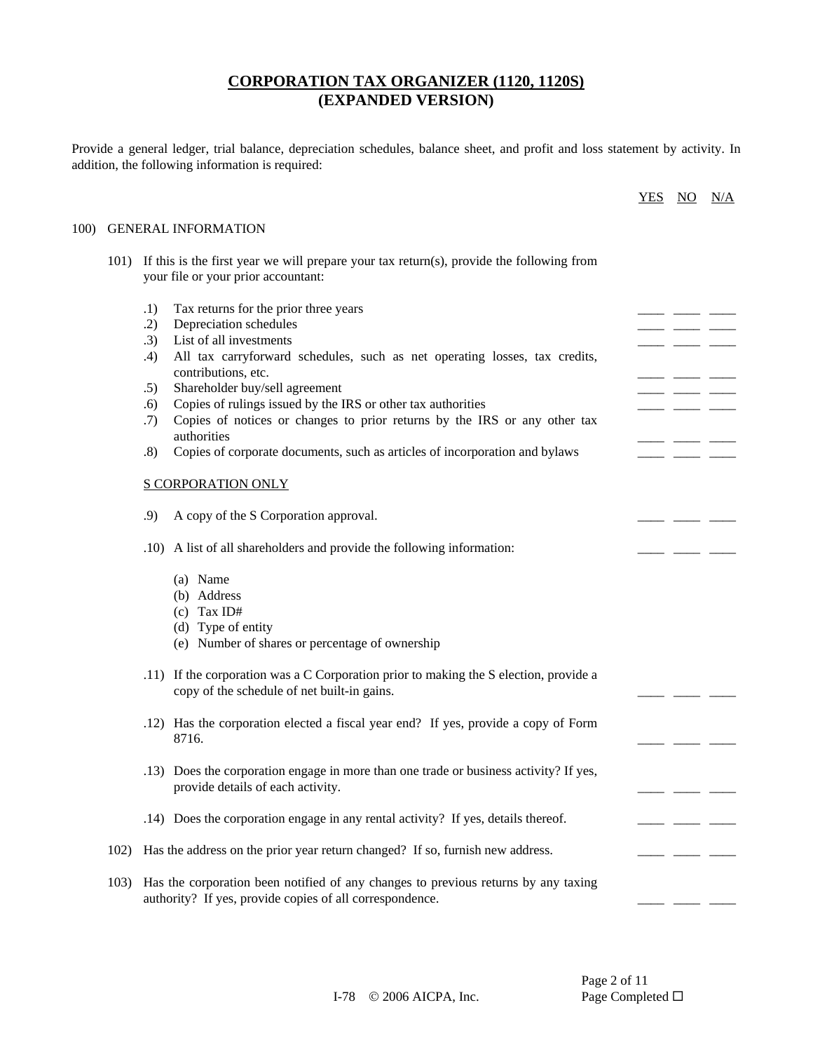# CORPORATION TAX ORGANIZER (1120, 1120S)
## (EXPANDED VERSION)

Provide a general ledger, trial balance, depreciation schedules, balance sheet, and profit and loss statement by activity. In addition, the following information is required:

| | YES | NO | N/A |
|---|---|---|---|
| **100) GENERAL INFORMATION** | | | |
| 101) If this is the first year we will prepare your tax return(s), provide the following from your file or your prior accountant: | | | |
| .1) Tax returns for the prior three years | ____ | ____ | ____ |
| .2) Depreciation schedules | ____ | ____ | ____ |
| .3) List of all investments | ____ | ____ | ____ |
| .4) All tax carryforward schedules, such as net operating losses, tax credits, contributions, etc. | ____ | ____ | ____ |
| .5) Shareholder buy/sell agreement | ____ | ____ | ____ |
| .6) Copies of rulings issued by the IRS or other tax authorities | ____ | ____ | ____ |
| .7) Copies of notices or changes to prior returns by the IRS or any other tax authorities | ____ | ____ | ____ |
| .8) Copies of corporate documents, such as articles of incorporation and bylaws | ____ | ____ | ____ |
| S CORPORATION ONLY | | | |
| .9) A copy of the S Corporation approval. | ____ | ____ | ____ |
| .10) A list of all shareholders and provide the following information: (a) Name (b) Address (c) Tax ID# (d) Type of entity (e) Number of shares or percentage of ownership | ____ | ____ | ____ |
| .11) If the corporation was a C Corporation prior to making the S election, provide a copy of the schedule of net built-in gains. | ____ | ____ | ____ |
| .12) Has the corporation elected a fiscal year end? If yes, provide a copy of Form 8716. | ____ | ____ | ____ |
| .13) Does the corporation engage in more than one trade or business activity? If yes, provide details of each activity. | ____ | ____ | ____ |
| .14) Does the corporation engage in any rental activity? If yes, details thereof. | ____ | ____ | ____ |
| 102) Has the address on the prior year return changed? If so, furnish new address. | ____ | ____ | ____ |
| 103) Has the corporation been notified of any changes to previous returns by any taxing authority? If yes, provide copies of all correspondence. | ____ | ____ | ____ |

Page Completed ☐

I-78 © 2006 AICPA, Inc.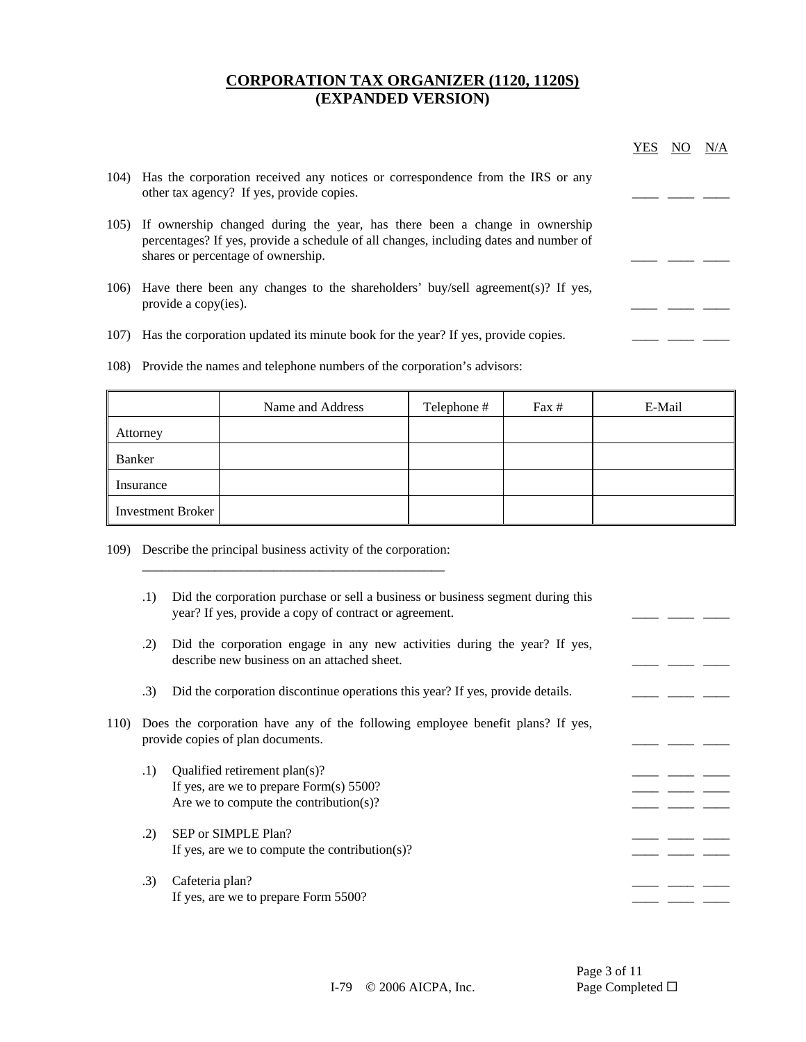# CORPORATION TAX ORGANIZER (1120, 1120S)
# (EXPANDED VERSION)

| | | YES | NO | N/A |
|---|---|---|---|---|
| 104) | Has the corporation received any notices or correspondence from the IRS or any other tax agency? If yes, provide copies. | ____ | ____ | ____ |
| 105) | If ownership changed during the year, has there been a change in ownership percentages? If yes, provide a schedule of all changes, including dates and number of shares or percentage of ownership. | ____ | ____ | ____ |
| 106) | Have there been any changes to the shareholders' buy/sell agreement(s)? If yes, provide a copy(ies). | ____ | ____ | ____ |
| 107) | Has the corporation updated its minute book for the year? If yes, provide copies. | ____ | ____ | ____ |

108) Provide the names and telephone numbers of the corporation's advisors:

| | Name and Address | Telephone # | Fax # | E-Mail |
|---|---|---|---|---|
| Attorney | | | | |
| Banker | | | | |
| Insurance | | | | |
| Investment Broker | | | | |

109) Describe the principal business activity of the corporation: ________________________________________________

| | | YES | NO | N/A |
|---|---|---|---|---|
| .1) | Did the corporation purchase or sell a business or business segment during this year? If yes, provide a copy of contract or agreement. | ____ | ____ | ____ |
| .2) | Did the corporation engage in any new activities during the year? If yes, describe new business on an attached sheet. | ____ | ____ | ____ |
| .3) | Did the corporation discontinue operations this year? If yes, provide details. | ____ | ____ | ____ |
| 110) | Does the corporation have any of the following employee benefit plans? If yes, provide copies of plan documents. | ____ | ____ | ____ |
| .1) | Qualified retirement plan(s)? | ____ | ____ | ____ |
| | If yes, are we to prepare Form(s) 5500? | ____ | ____ | ____ |
| | Are we to compute the contribution(s)? | ____ | ____ | ____ |
| .2) | SEP or SIMPLE Plan? | ____ | ____ | ____ |
| | If yes, are we to compute the contribution(s)? | ____ | ____ | ____ |
| .3) | Cafeteria plan? | ____ | ____ | ____ |
| | If yes, are we to prepare Form 5500? | ____ | ____ | ____ |

Page Completed ☐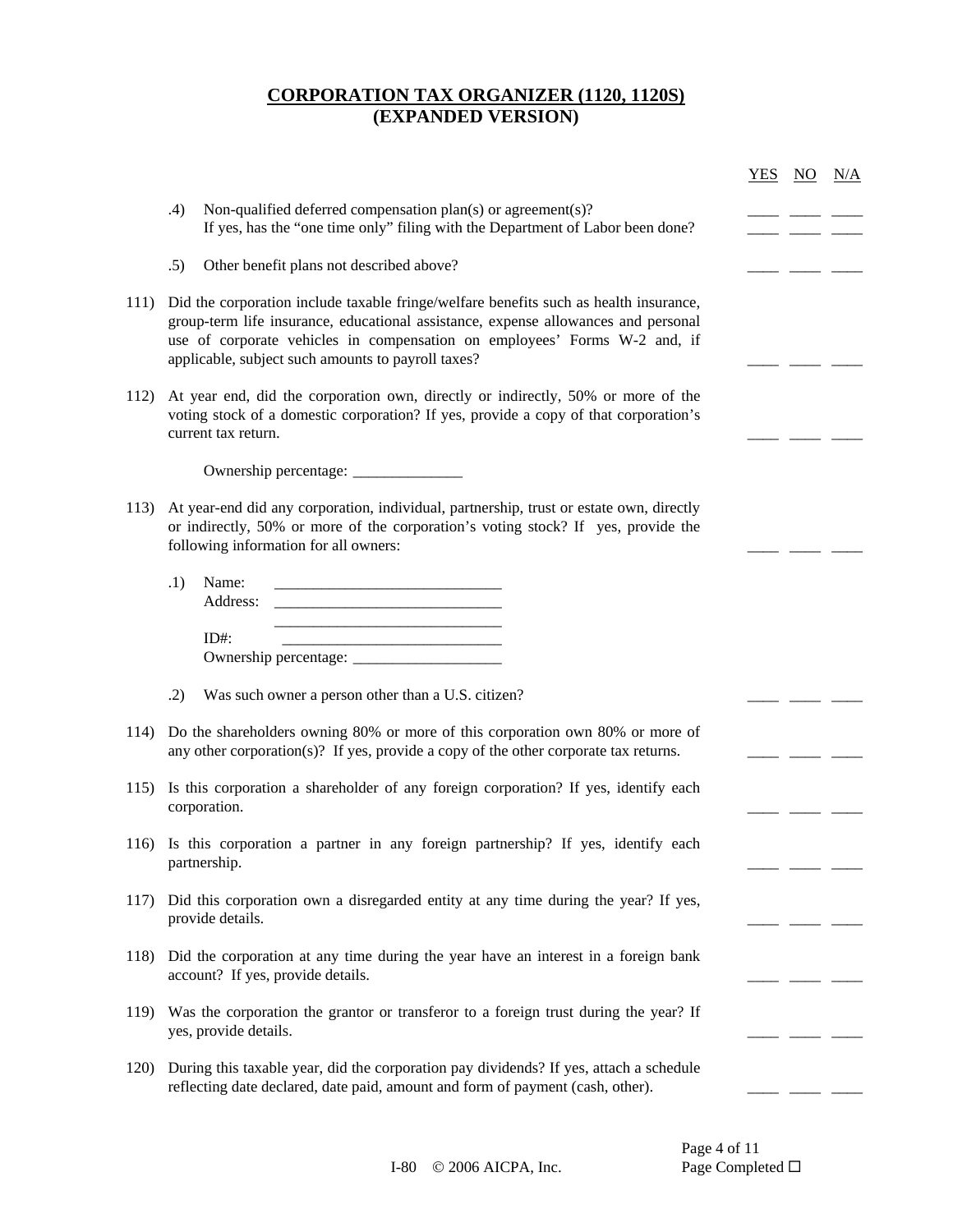# CORPORATION TAX ORGANIZER (1120, 1120S)
# (EXPANDED VERSION)

| | | YES | NO | N/A |
|---|---|---|---|---|
| .4) | Non-qualified deferred compensation plan(s) or agreement(s)? | ____ | ____ | ____ |
| | If yes, has the "one time only" filing with the Department of Labor been done? | ____ | ____ | ____ |
| .5) | Other benefit plans not described above? | ____ | ____ | ____ |
| 111) | Did the corporation include taxable fringe/welfare benefits such as health insurance, group-term life insurance, educational assistance, expense allowances and personal use of corporate vehicles in compensation on employees' Forms W-2 and, if applicable, subject such amounts to payroll taxes? | ____ | ____ | ____ |
| 112) | At year end, did the corporation own, directly or indirectly, 50% or more of the voting stock of a domestic corporation? If yes, provide a copy of that corporation's current tax return. | ____ | ____ | ____ |

Ownership percentage: ______________

| | | YES | NO | N/A |
|---|---|---|---|---|
| 113) | At year-end did any corporation, individual, partnership, trust or estate own, directly or indirectly, 50% or more of the corporation's voting stock? If yes, provide the following information for all owners: | ____ | ____ | ____ |

.1) Name: ______________________________

Address: ______________________________

______________________________

ID#: ______________________________

Ownership percentage: ___________________

| | | YES | NO | N/A |
|---|---|---|---|---|
| .2) | Was such owner a person other than a U.S. citizen? | ____ | ____ | ____ |
| 114) | Do the shareholders owning 80% or more of this corporation own 80% or more of any other corporation(s)? If yes, provide a copy of the other corporate tax returns. | ____ | ____ | ____ |
| 115) | Is this corporation a shareholder of any foreign corporation? If yes, identify each corporation. | ____ | ____ | ____ |
| 116) | Is this corporation a partner in any foreign partnership? If yes, identify each partnership. | ____ | ____ | ____ |
| 117) | Did this corporation own a disregarded entity at any time during the year? If yes, provide details. | ____ | ____ | ____ |
| 118) | Did the corporation at any time during the year have an interest in a foreign bank account? If yes, provide details. | ____ | ____ | ____ |
| 119) | Was the corporation the grantor or transferor to a foreign trust during the year? If yes, provide details. | ____ | ____ | ____ |
| 120) | During this taxable year, did the corporation pay dividends? If yes, attach a schedule reflecting date declared, date paid, amount and form of payment (cash, other). | ____ | ____ | ____ |

Page Completed ☐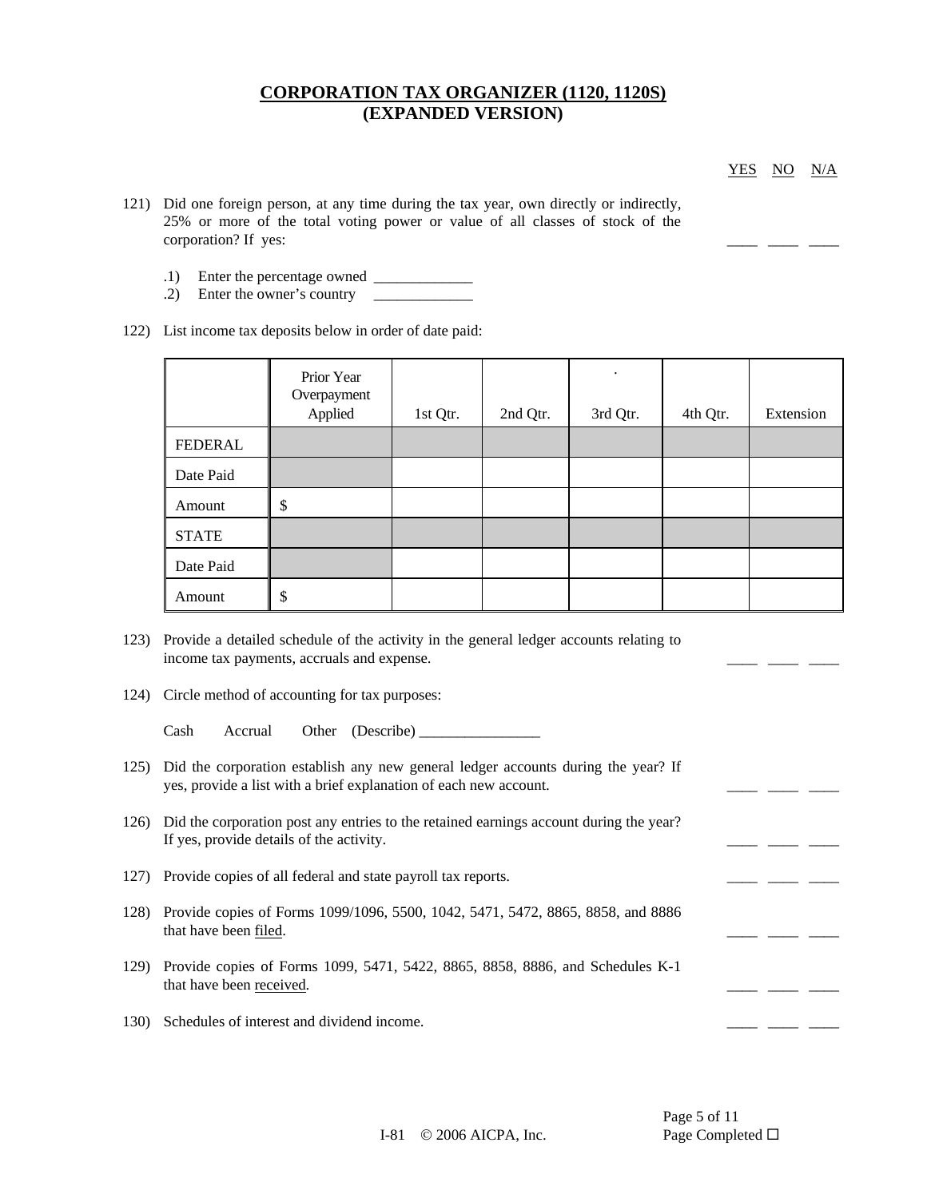# CORPORATION TAX ORGANIZER (1120, 1120S)
# (EXPANDED VERSION)

YES NO N/A

121) Did one foreign person, at any time during the tax year, own directly or indirectly, 25% or more of the total voting power or value of all classes of stock of the corporation? If yes: ____ ____ ____

.1) Enter the percentage owned _____________
.2) Enter the owner's country _____________

122) List income tax deposits below in order of date paid:

| | Prior Year Overpayment Applied | 1st Qtr. | 2nd Qtr. | 3rd Qtr. | 4th Qtr. | Extension |
|---|---|---|---|---|---|---|
| FEDERAL | | | | | | |
| Date Paid | | | | | | |
| Amount | $ | | | | | |
| STATE | | | | | | |
| Date Paid | | | | | | |
| Amount | $ | | | | | |

123) Provide a detailed schedule of the activity in the general ledger accounts relating to income tax payments, accruals and expense. ____ ____ ____

124) Circle method of accounting for tax purposes:

Cash Accrual Other (Describe) ________________

125) Did the corporation establish any new general ledger accounts during the year? If yes, provide a list with a brief explanation of each new account. ____ ____ ____

126) Did the corporation post any entries to the retained earnings account during the year? If yes, provide details of the activity. ____ ____ ____

127) Provide copies of all federal and state payroll tax reports. ____ ____ ____

128) Provide copies of Forms 1099/1096, 5500, 1042, 5471, 5472, 8865, 8858, and 8886 that have been filed. ____ ____ ____

129) Provide copies of Forms 1099, 5471, 5422, 8865, 8858, 8886, and Schedules K-1 that have been received. ____ ____ ____

130) Schedules of interest and dividend income. ____ ____ ____

I-81 © 2006 AICPA, Inc.

Page Completed ☐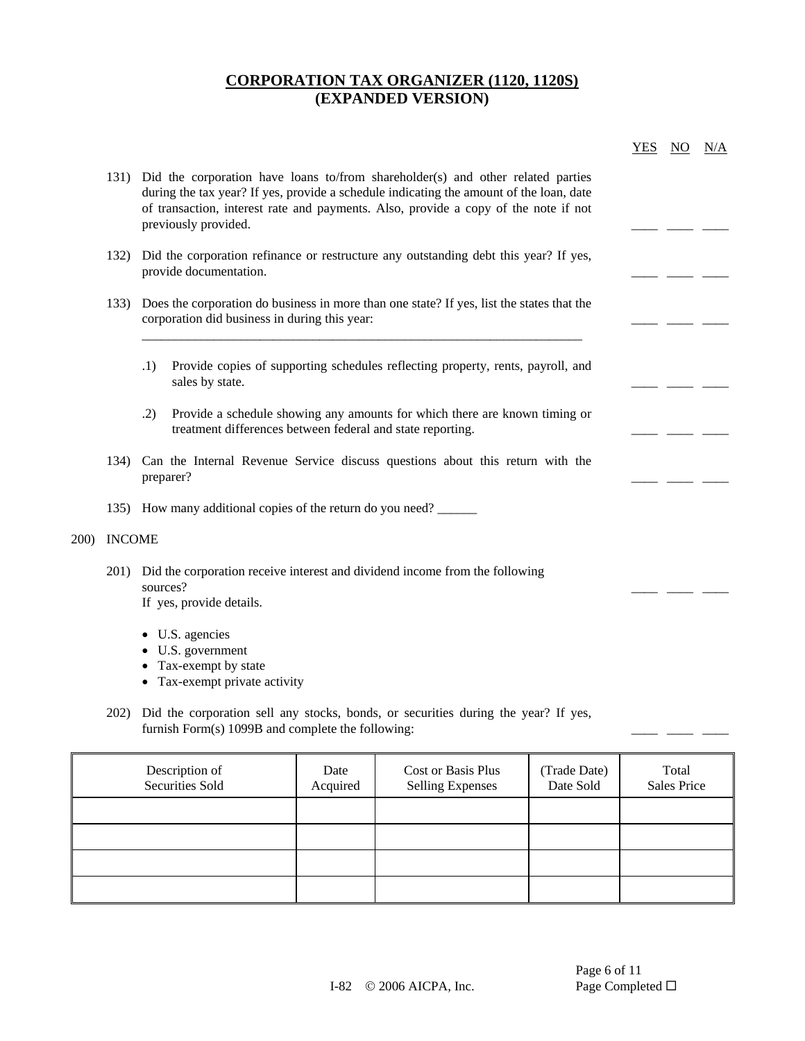# CORPORATION TAX ORGANIZER (1120, 1120S)
# (EXPANDED VERSION)

YES NO N/A

131) Did the corporation have loans to/from shareholder(s) and other related parties during the tax year? If yes, provide a schedule indicating the amount of the loan, date of transaction, interest rate and payments. Also, provide a copy of the note if not previously provided. ____ ____ ____

132) Did the corporation refinance or restructure any outstanding debt this year? If yes, provide documentation. ____ ____ ____

133) Does the corporation do business in more than one state? If yes, list the states that the corporation did business in during this year: ____ ____ ____

______________________________________________________________________

.1) Provide copies of supporting schedules reflecting property, rents, payroll, and sales by state. ____ ____ ____

.2) Provide a schedule showing any amounts for which there are known timing or treatment differences between federal and state reporting. ____ ____ ____

134) Can the Internal Revenue Service discuss questions about this return with the preparer? ____ ____ ____

135) How many additional copies of the return do you need? ______

200) INCOME

201) Did the corporation receive interest and dividend income from the following sources? ____ ____ ____
If yes, provide details.

- U.S. agencies
- U.S. government
- Tax-exempt by state
- Tax-exempt private activity

202) Did the corporation sell any stocks, bonds, or securities during the year? If yes, furnish Form(s) 1099B and complete the following: ____ ____ ____

| Description of Securities Sold | Date Acquired | Cost or Basis Plus Selling Expenses | (Trade Date) Date Sold | Total Sales Price |
|---|---|---|---|---|
| | | | | |
| | | | | |
| | | | | |
| | | | | |

I-82 © 2006 AICPA, Inc.

Page Completed ☐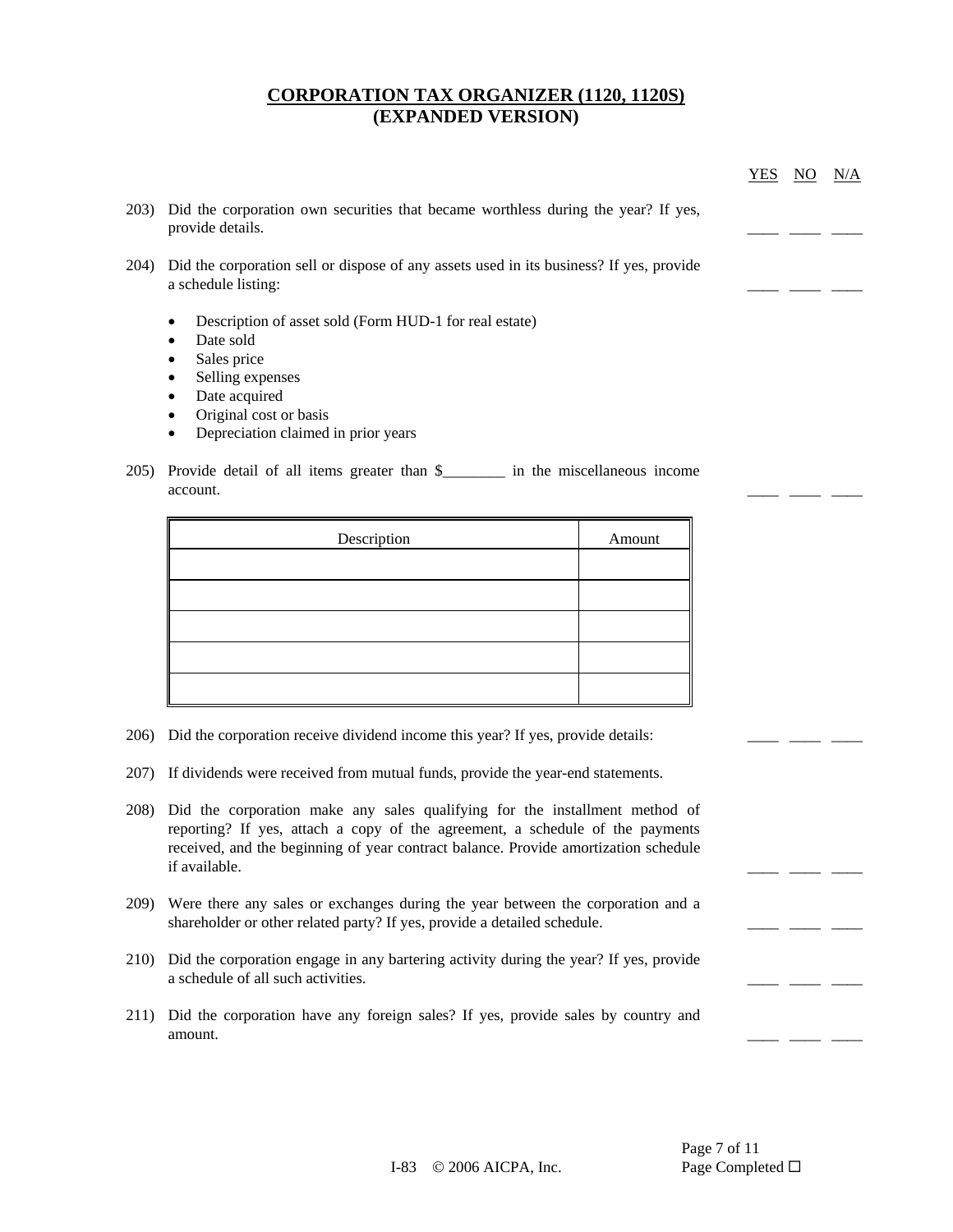# CORPORATION TAX ORGANIZER (1120, 1120S)
# (EXPANDED VERSION)

YES NO N/A

203) Did the corporation own securities that became worthless during the year? If yes, provide details. ____ ____ ____

204) Did the corporation sell or dispose of any assets used in its business? If yes, provide a schedule listing: ____ ____ ____

- Description of asset sold (Form HUD-1 for real estate)
- Date sold
- Sales price
- Selling expenses
- Date acquired
- Original cost or basis
- Depreciation claimed in prior years

205) Provide detail of all items greater than $________ in the miscellaneous income account. ____ ____ ____

| Description | Amount |
|---|---|
| | |
| | |
| | |
| | |
| | |

206) Did the corporation receive dividend income this year? If yes, provide details: ____ ____ ____

207) If dividends were received from mutual funds, provide the year-end statements.

208) Did the corporation make any sales qualifying for the installment method of reporting? If yes, attach a copy of the agreement, a schedule of the payments received, and the beginning of year contract balance. Provide amortization schedule if available. ____ ____ ____

209) Were there any sales or exchanges during the year between the corporation and a shareholder or other related party? If yes, provide a detailed schedule. ____ ____ ____

210) Did the corporation engage in any bartering activity during the year? If yes, provide a schedule of all such activities. ____ ____ ____

211) Did the corporation have any foreign sales? If yes, provide sales by country and amount. ____ ____ ____

Page Completed ☐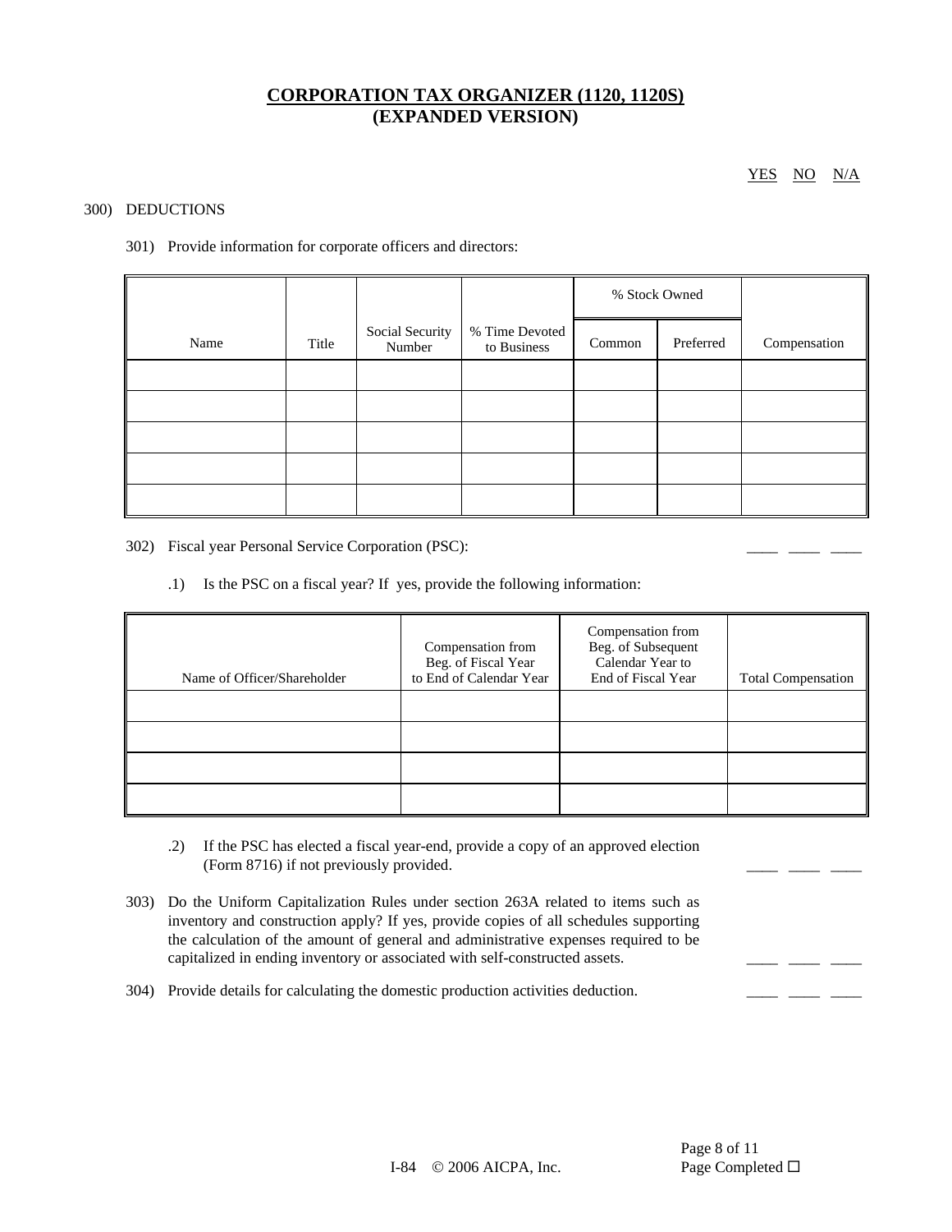# CORPORATION TAX ORGANIZER (1120, 1120S)
# (EXPANDED VERSION)

YES NO N/A

300) DEDUCTIONS

301) Provide information for corporate officers and directors:

| Name | Title | Social Security Number | % Time Devoted to Business | % Stock Owned | | Compensation |
|---|---|---|---|---|---|---|
| | | | | Common | Preferred | |
| | | | | | | |
| | | | | | | |
| | | | | | | |
| | | | | | | |
| | | | | | | |

302) Fiscal year Personal Service Corporation (PSC): \_\_\_\_ \_\_\_\_ \_\_\_\_

.1) Is the PSC on a fiscal year? If yes, provide the following information:

| Name of Officer/Shareholder | Compensation from Beg. of Fiscal Year to End of Calendar Year | Compensation from Beg. of Subsequent Calendar Year to End of Fiscal Year | Total Compensation |
|---|---|---|---|
| | | | |
| | | | |
| | | | |
| | | | |

.2) If the PSC has elected a fiscal year-end, provide a copy of an approved election (Form 8716) if not previously provided. \_\_\_\_ \_\_\_\_ \_\_\_\_

303) Do the Uniform Capitalization Rules under section 263A related to items such as inventory and construction apply? If yes, provide copies of all schedules supporting the calculation of the amount of general and administrative expenses required to be capitalized in ending inventory or associated with self-constructed assets. \_\_\_\_ \_\_\_\_ \_\_\_\_

304) Provide details for calculating the domestic production activities deduction. \_\_\_\_ \_\_\_\_ \_\_\_\_

Page Completed ☐

I-84 © 2006 AICPA, Inc.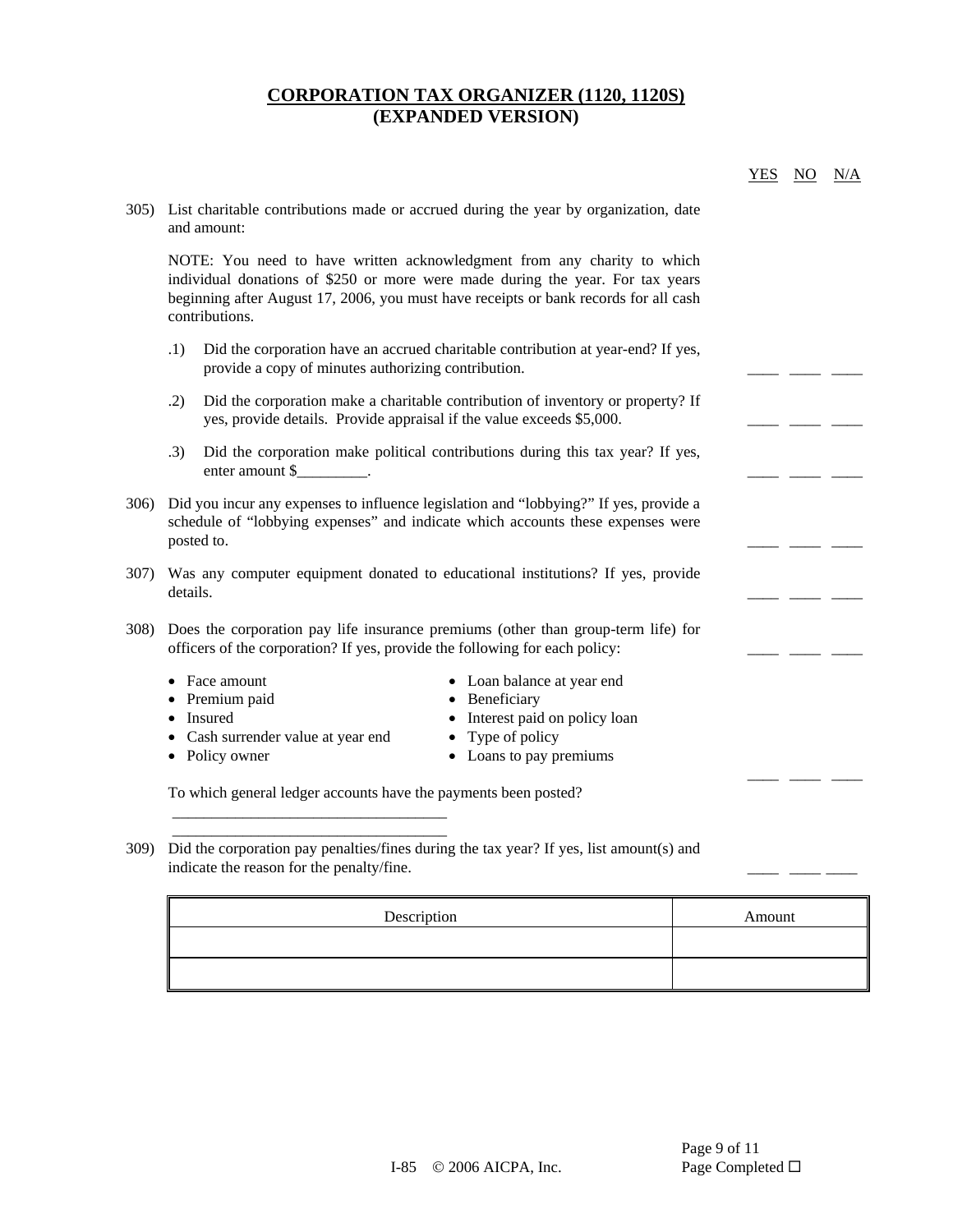# CORPORATION TAX ORGANIZER (1120, 1120S)
## (EXPANDED VERSION)

YES NO N/A

305) List charitable contributions made or accrued during the year by organization, date and amount:

NOTE: You need to have written acknowledgment from any charity to which individual donations of $250 or more were made during the year. For tax years beginning after August 17, 2006, you must have receipts or bank records for all cash contributions.

.1) Did the corporation have an accrued charitable contribution at year-end? If yes, provide a copy of minutes authorizing contribution. ____ ____ ____

.2) Did the corporation make a charitable contribution of inventory or property? If yes, provide details. Provide appraisal if the value exceeds $5,000. ____ ____ ____

.3) Did the corporation make political contributions during this tax year? If yes, enter amount $_________. ____ ____ ____

306) Did you incur any expenses to influence legislation and "lobbying?" If yes, provide a schedule of "lobbying expenses" and indicate which accounts these expenses were posted to. ____ ____ ____

307) Was any computer equipment donated to educational institutions? If yes, provide details. ____ ____ ____

308) Does the corporation pay life insurance premiums (other than group-term life) for officers of the corporation? If yes, provide the following for each policy: ____ ____ ____

- Face amount
- Premium paid
- Insured
- Cash surrender value at year end
- Policy owner
- Loan balance at year end
- Beneficiary
- Interest paid on policy loan
- Type of policy
- Loans to pay premiums

____ ____ ____

To which general ledger accounts have the payments been posted?

___________________________________

___________________________________

309) Did the corporation pay penalties/fines during the tax year? If yes, list amount(s) and indicate the reason for the penalty/fine. ____ ____ ____

| Description | Amount |
|---|---|
| | |
| | |

I-85 © 2006 AICPA, Inc.

Page Completed ☐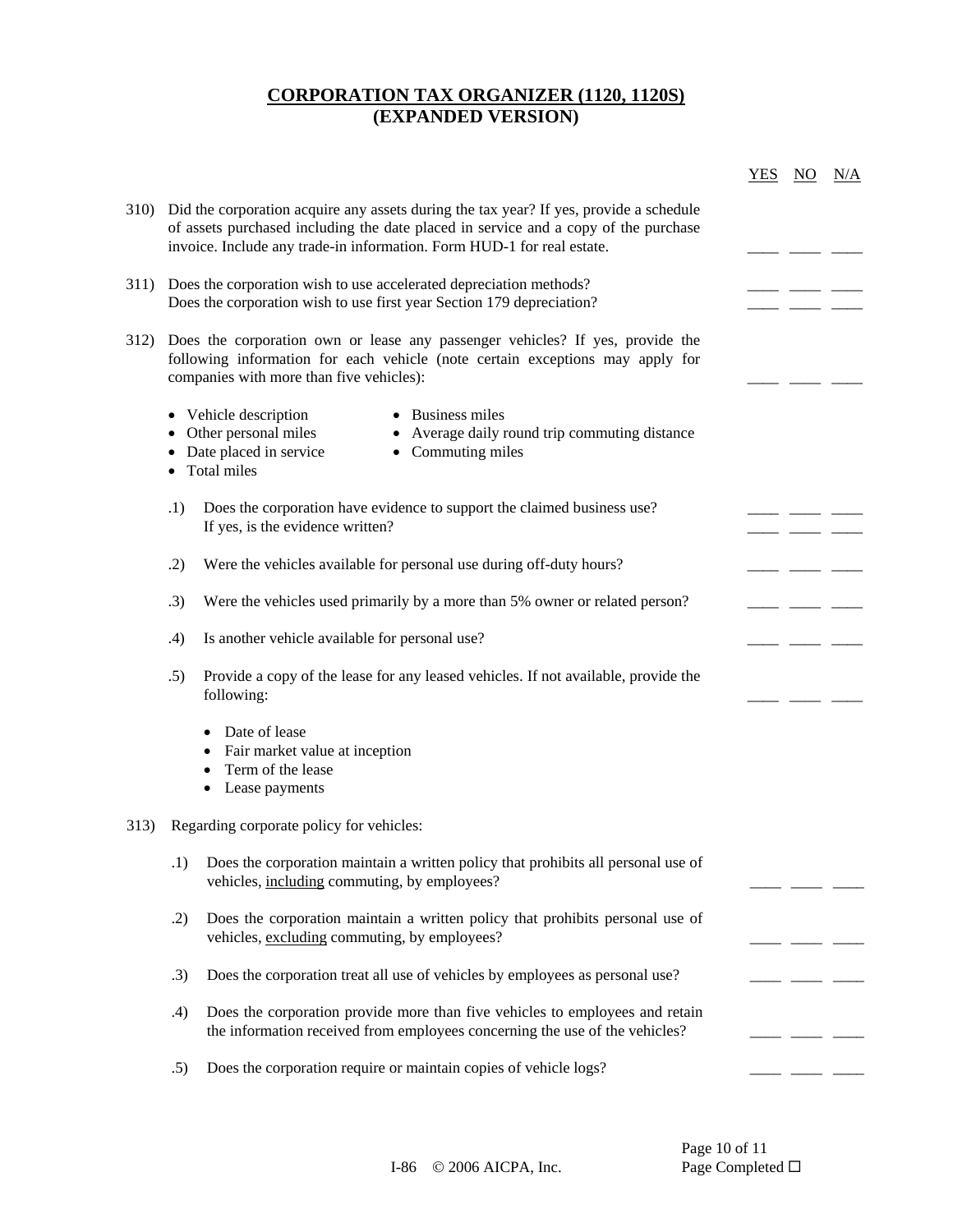# CORPORATION TAX ORGANIZER (1120, 1120S)
# (EXPANDED VERSION)

| | | YES | NO | N/A |
|---|---|---|---|---|
| 310) | Did the corporation acquire any assets during the tax year? If yes, provide a schedule of assets purchased including the date placed in service and a copy of the purchase invoice. Include any trade-in information. Form HUD-1 for real estate. | ____ | ____ | ____ |
| 311) | Does the corporation wish to use accelerated depreciation methods? | ____ | ____ | ____ |
| | Does the corporation wish to use first year Section 179 depreciation? | ____ | ____ | ____ |
| 312) | Does the corporation own or lease any passenger vehicles? If yes, provide the following information for each vehicle (note certain exceptions may apply for companies with more than five vehicles): | ____ | ____ | ____ |

- Vehicle description
- Other personal miles
- Date placed in service
- Total miles
- Business miles
- Average daily round trip commuting distance
- Commuting miles

| | | YES | NO | N/A |
|---|---|---|---|---|
| .1) | Does the corporation have evidence to support the claimed business use? | ____ | ____ | ____ |
| | If yes, is the evidence written? | ____ | ____ | ____ |
| .2) | Were the vehicles available for personal use during off-duty hours? | ____ | ____ | ____ |
| .3) | Were the vehicles used primarily by a more than 5% owner or related person? | ____ | ____ | ____ |
| .4) | Is another vehicle available for personal use? | ____ | ____ | ____ |
| .5) | Provide a copy of the lease for any leased vehicles. If not available, provide the following: | ____ | ____ | ____ |

- Date of lease
- Fair market value at inception
- Term of the lease
- Lease payments

313) Regarding corporate policy for vehicles:

| | | YES | NO | N/A |
|---|---|---|---|---|
| .1) | Does the corporation maintain a written policy that prohibits all personal use of vehicles, <u>including</u> commuting, by employees? | ____ | ____ | ____ |
| .2) | Does the corporation maintain a written policy that prohibits personal use of vehicles, <u>excluding</u> commuting, by employees? | ____ | ____ | ____ |
| .3) | Does the corporation treat all use of vehicles by employees as personal use? | ____ | ____ | ____ |
| .4) | Does the corporation provide more than five vehicles to employees and retain the information received from employees concerning the use of the vehicles? | ____ | ____ | ____ |
| .5) | Does the corporation require or maintain copies of vehicle logs? | ____ | ____ | ____ |

Page Completed ☐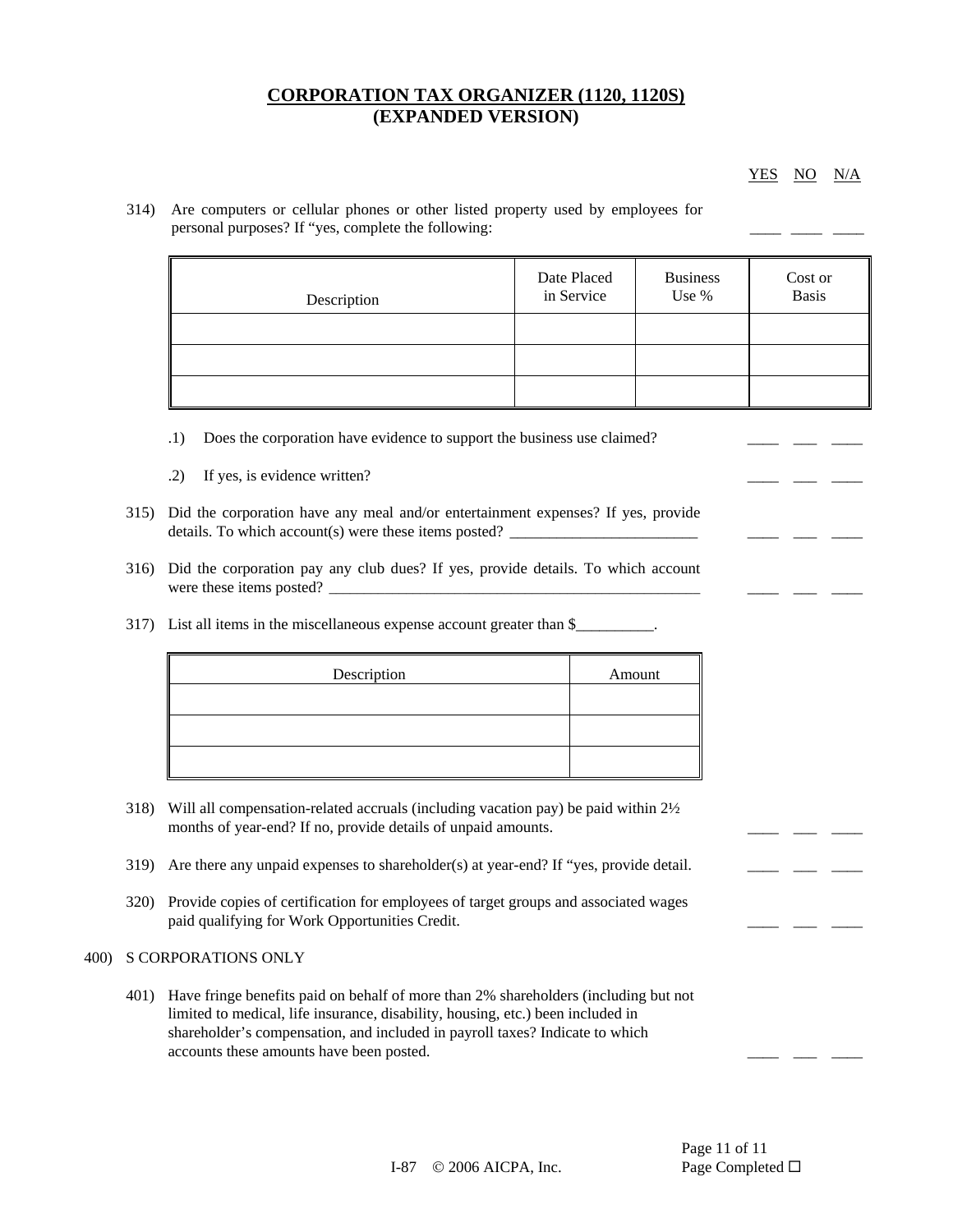# CORPORATION TAX ORGANIZER (1120, 1120S)
# (EXPANDED VERSION)

YES NO N/A

314) Are computers or cellular phones or other listed property used by employees for personal purposes? If "yes, complete the following: ____ ____ ____

| Description | Date Placed in Service | Business Use % | Cost or Basis |
|---|---|---|---|
| | | | |
| | | | |
| | | | |

.1) Does the corporation have evidence to support the business use claimed? ____ ___ ____

.2) If yes, is evidence written? ____ ___ ____

315) Did the corporation have any meal and/or entertainment expenses? If yes, provide details. To which account(s) were these items posted? ________________________ ____ ___ ____

316) Did the corporation pay any club dues? If yes, provide details. To which account were these items posted? ________________________________________________ ____ ___ ____

317) List all items in the miscellaneous expense account greater than $__________.

| Description | Amount |
|---|---|
| | |
| | |
| | |

318) Will all compensation-related accruals (including vacation pay) be paid within 2½ months of year-end? If no, provide details of unpaid amounts. ____ ___ ____

319) Are there any unpaid expenses to shareholder(s) at year-end? If "yes, provide detail. ____ ___ ____

320) Provide copies of certification for employees of target groups and associated wages paid qualifying for Work Opportunities Credit. ____ ___ ____

400) S CORPORATIONS ONLY

401) Have fringe benefits paid on behalf of more than 2% shareholders (including but not limited to medical, life insurance, disability, housing, etc.) been included in shareholder's compensation, and included in payroll taxes? Indicate to which accounts these amounts have been posted. ____ ___ ____

I-87 © 2006 AICPA, Inc.

Page Completed ☐